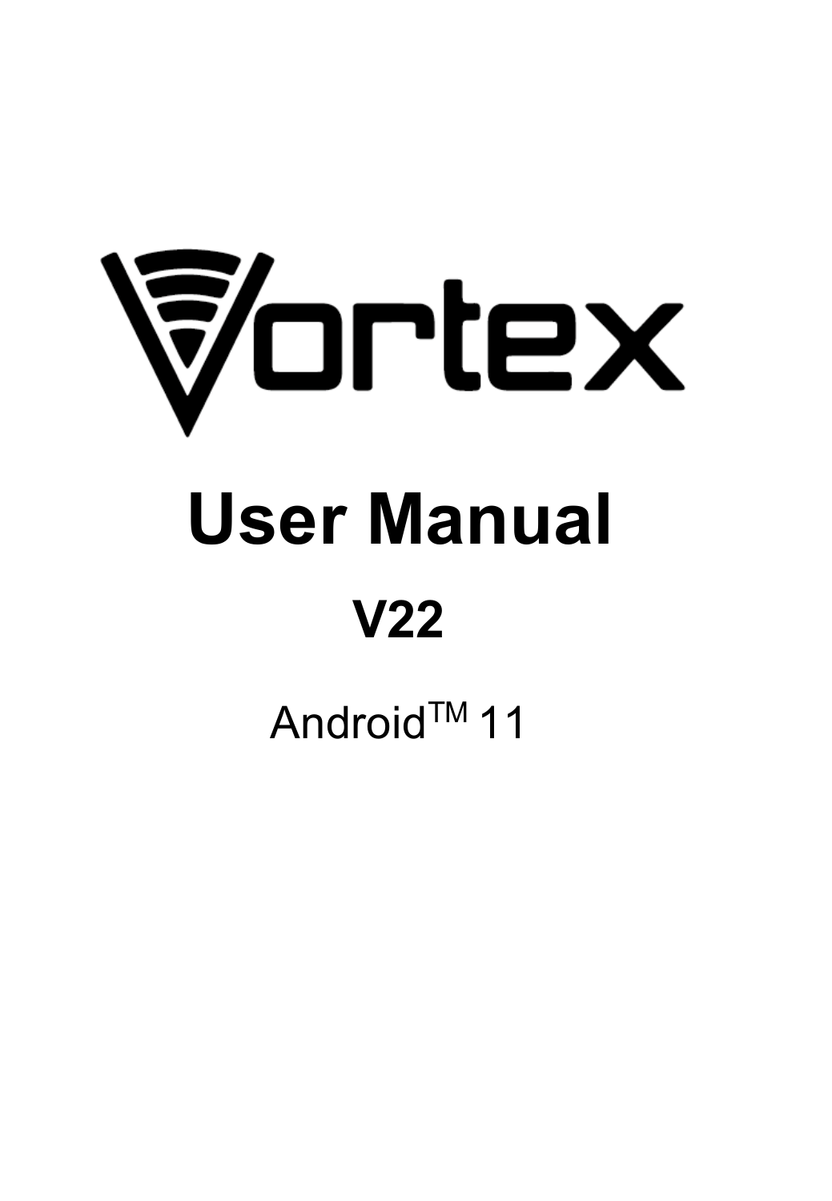# Vortex

# User Manual

## V22

Android™ 11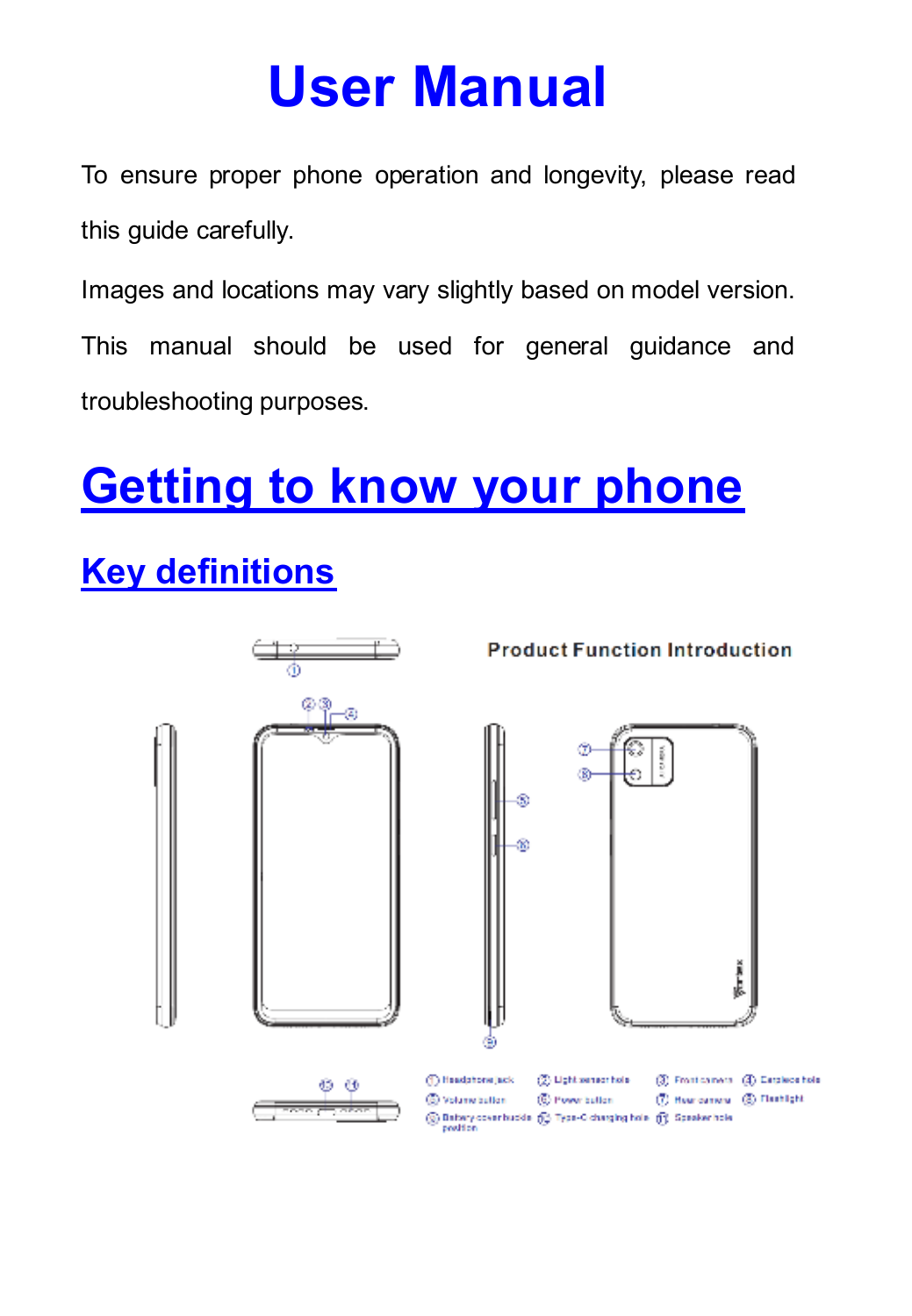# User Manual

To ensure proper phone operation and longevity, please read this guide carefully.

Images and locations may vary slightly based on model version. This manual should be used for general guidance and troubleshooting purposes.

# Getting to know your phone

## Key definitions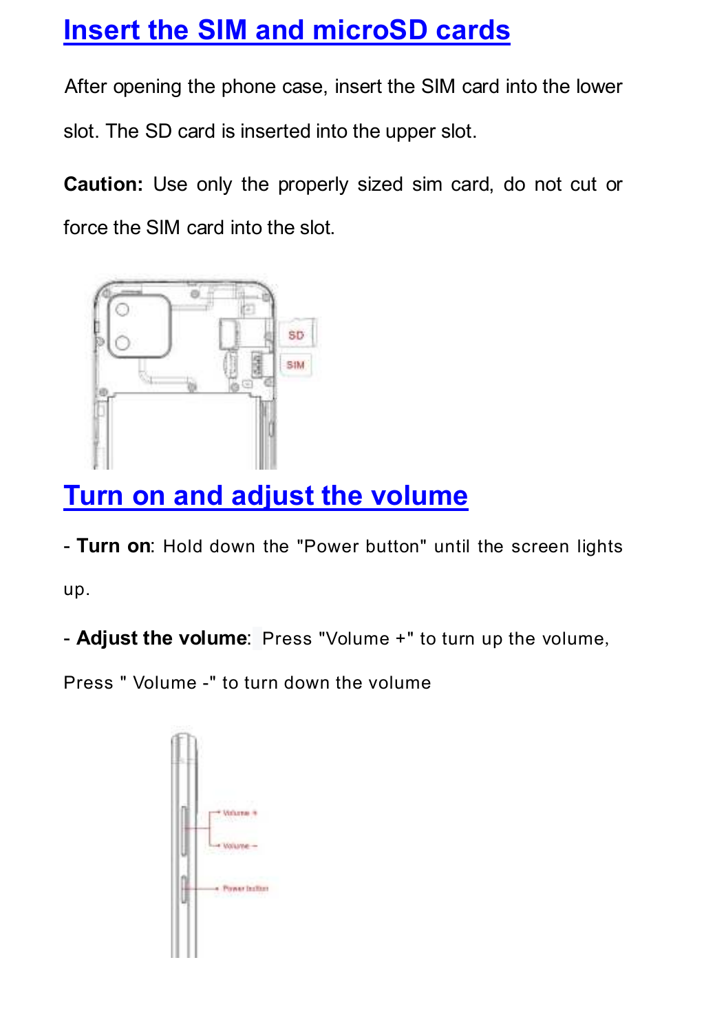# Insert the SIM and microSD cards

After opening the phone case, insert the SIM card into the lower slot. The SD card is inserted into the upper slot.

**Caution:** Use only the properly sized sim card, do not cut or force the SIM card into the slot.

# Turn on and adjust the volume

- **Turn on**: Hold down the "Power button" until the screen lights up.

- **Adjust the volume**: Press "Volume +" to turn up the volume, Press " Volume -" to turn down the volume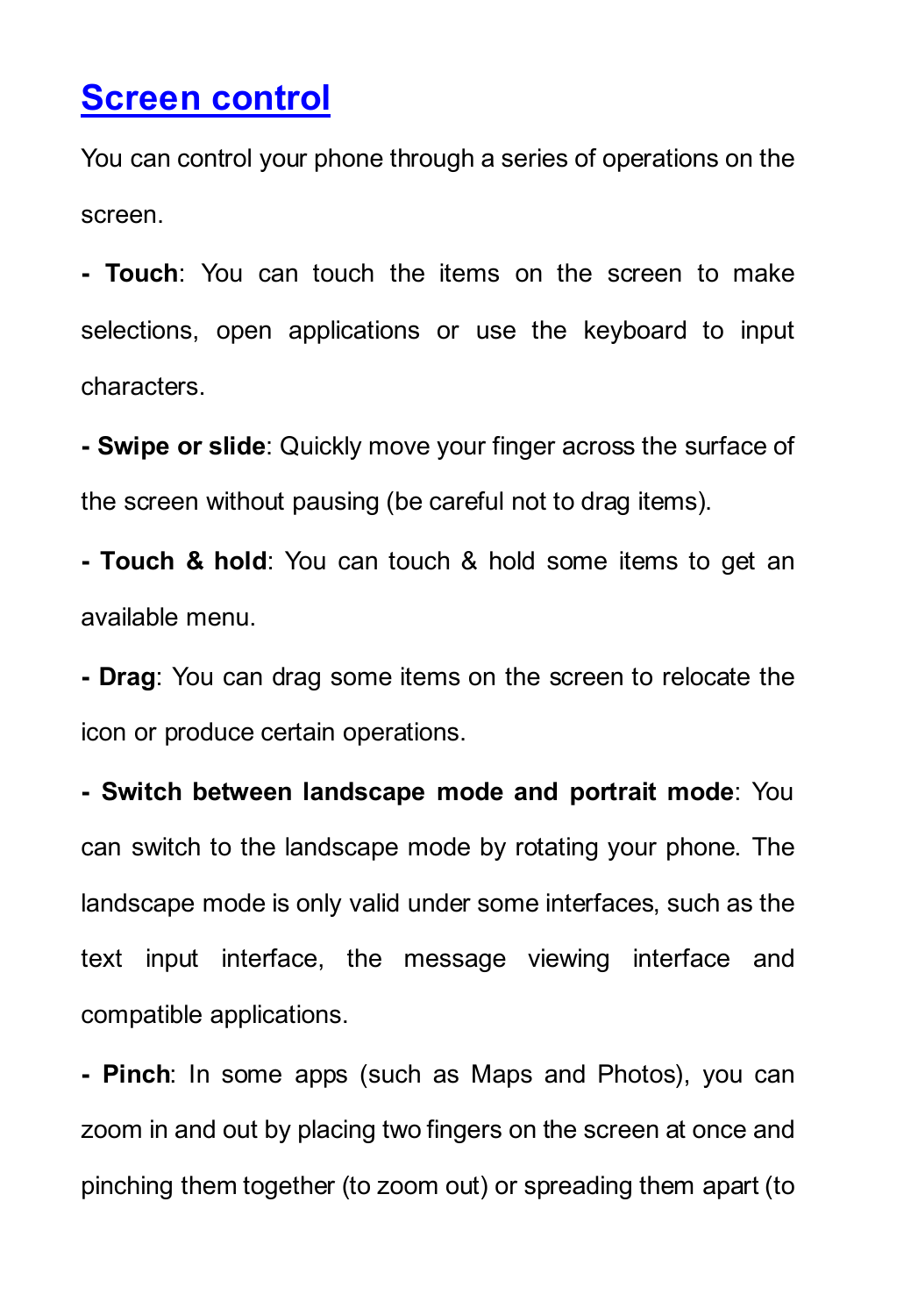# Screen control

You can control your phone through a series of operations on the screen.

- **Touch**: You can touch the items on the screen to make selections, open applications or use the keyboard to input characters.

- **Swipe or slide**: Quickly move your finger across the surface of the screen without pausing (be careful not to drag items).

- **Touch & hold**: You can touch & hold some items to get an available menu.

- **Drag**: You can drag some items on the screen to relocate the icon or produce certain operations.

- **Switch between landscape mode and portrait mode**: You can switch to the landscape mode by rotating your phone. The landscape mode is only valid under some interfaces, such as the text input interface, the message viewing interface and compatible applications.

- **Pinch**: In some apps (such as Maps and Photos), you can zoom in and out by placing two fingers on the screen at once and pinching them together (to zoom out) or spreading them apart (to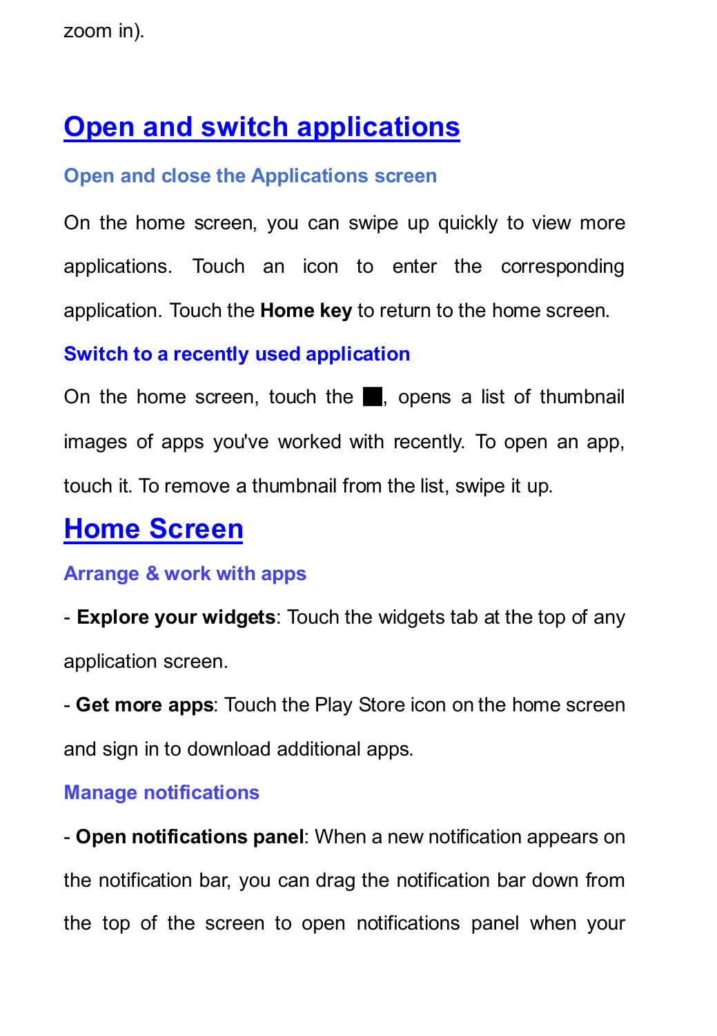zoom in).

# Open and switch applications

### Open and close the Applications screen

On the home screen, you can swipe up quickly to view more applications. Touch an icon to enter the corresponding application. Touch the **Home key** to return to the home screen.

### Switch to a recently used application

On the home screen, touch the ■, opens a list of thumbnail images of apps you've worked with recently. To open an app, touch it. To remove a thumbnail from the list, swipe it up.

# Home Screen

### Arrange & work with apps

- **Explore your widgets**: Touch the widgets tab at the top of any application screen.

- **Get more apps**: Touch the Play Store icon on the home screen and sign in to download additional apps.

### Manage notifications

- **Open notifications panel**: When a new notification appears on the notification bar, you can drag the notification bar down from the top of the screen to open notifications panel when your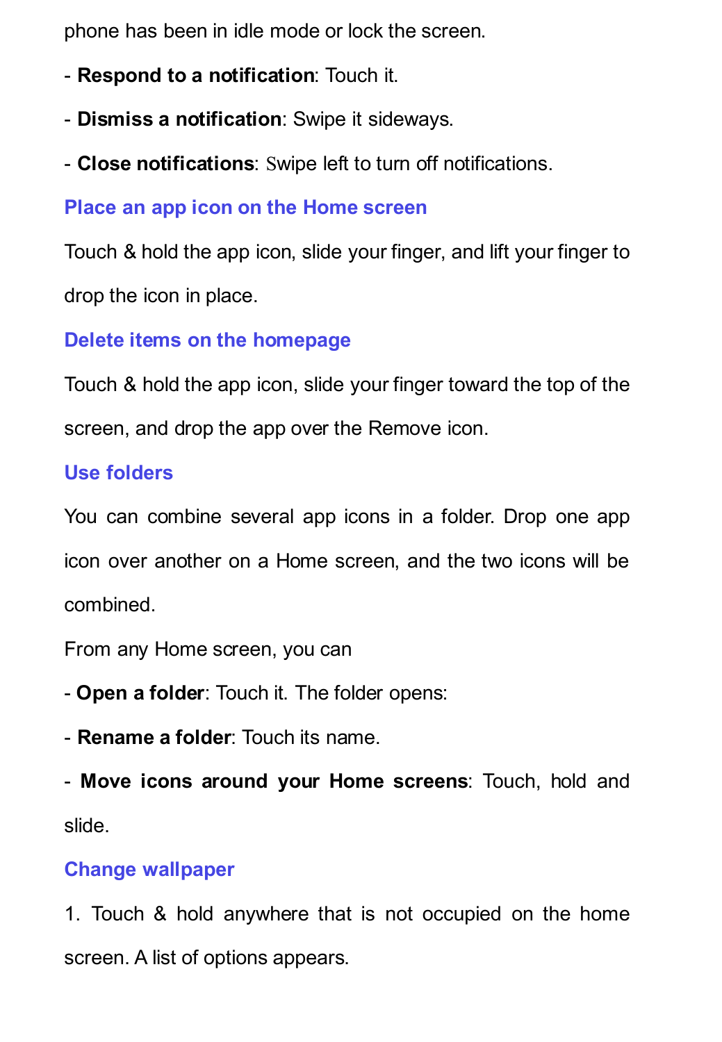phone has been in idle mode or lock the screen.

- **Respond to a notification**: Touch it.

- **Dismiss a notification**: Swipe it sideways.

- **Close notifications**: Swipe left to turn off notifications.

## Place an app icon on the Home screen

Touch & hold the app icon, slide your finger, and lift your finger to drop the icon in place.

## Delete items on the homepage

Touch & hold the app icon, slide your finger toward the top of the screen, and drop the app over the Remove icon.

## Use folders

You can combine several app icons in a folder. Drop one app icon over another on a Home screen, and the two icons will be combined.

From any Home screen, you can

- **Open a folder**: Touch it. The folder opens:

- **Rename a folder**: Touch its name.

- **Move icons around your Home screens**: Touch, hold and slide.

## Change wallpaper

1. Touch & hold anywhere that is not occupied on the home screen. A list of options appears.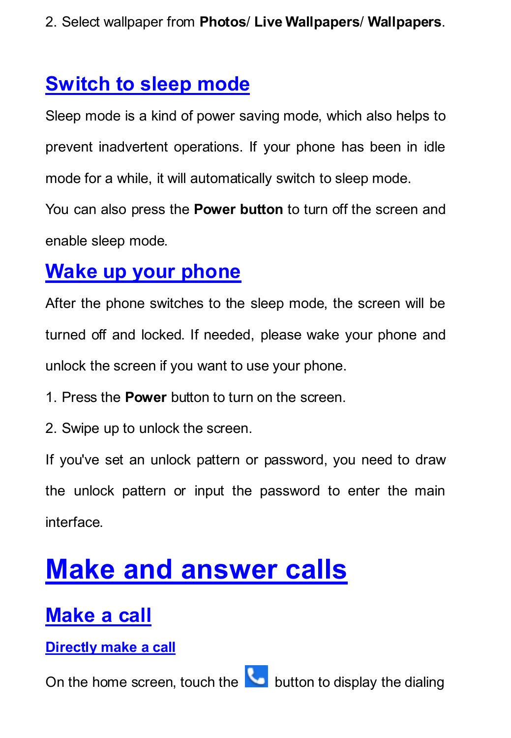2. Select wallpaper from **Photos**/ **Live Wallpapers**/ **Wallpapers**.

## Switch to sleep mode

Sleep mode is a kind of power saving mode, which also helps to prevent inadvertent operations. If your phone has been in idle mode for a while, it will automatically switch to sleep mode.

You can also press the **Power button** to turn off the screen and enable sleep mode.

## Wake up your phone

After the phone switches to the sleep mode, the screen will be turned off and locked. If needed, please wake your phone and unlock the screen if you want to use your phone.

1. Press the **Power** button to turn on the screen.
2. Swipe up to unlock the screen.

If you've set an unlock pattern or password, you need to draw the unlock pattern or input the password to enter the main interface.

# Make and answer calls

## Make a call

### Directly make a call

On the home screen, touch the button to display the dialing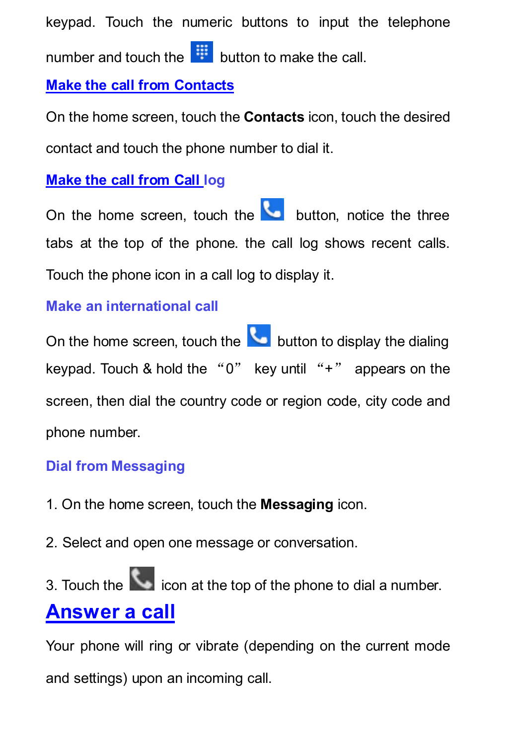keypad. Touch the numeric buttons to input the telephone number and touch the button to make the call.

### Make the call from Contacts

On the home screen, touch the **Contacts** icon, touch the desired contact and touch the phone number to dial it.

### Make the call from Call log

On the home screen, touch the button, notice the three tabs at the top of the phone. the call log shows recent calls. Touch the phone icon in a call log to display it.

### Make an international call

On the home screen, touch the button to display the dialing keypad. Touch & hold the “0” key until “+” appears on the screen, then dial the country code or region code, city code and phone number.

### Dial from Messaging

1. On the home screen, touch the **Messaging** icon.
2. Select and open one message or conversation.
3. Touch the icon at the top of the phone to dial a number.

## Answer a call

Your phone will ring or vibrate (depending on the current mode and settings) upon an incoming call.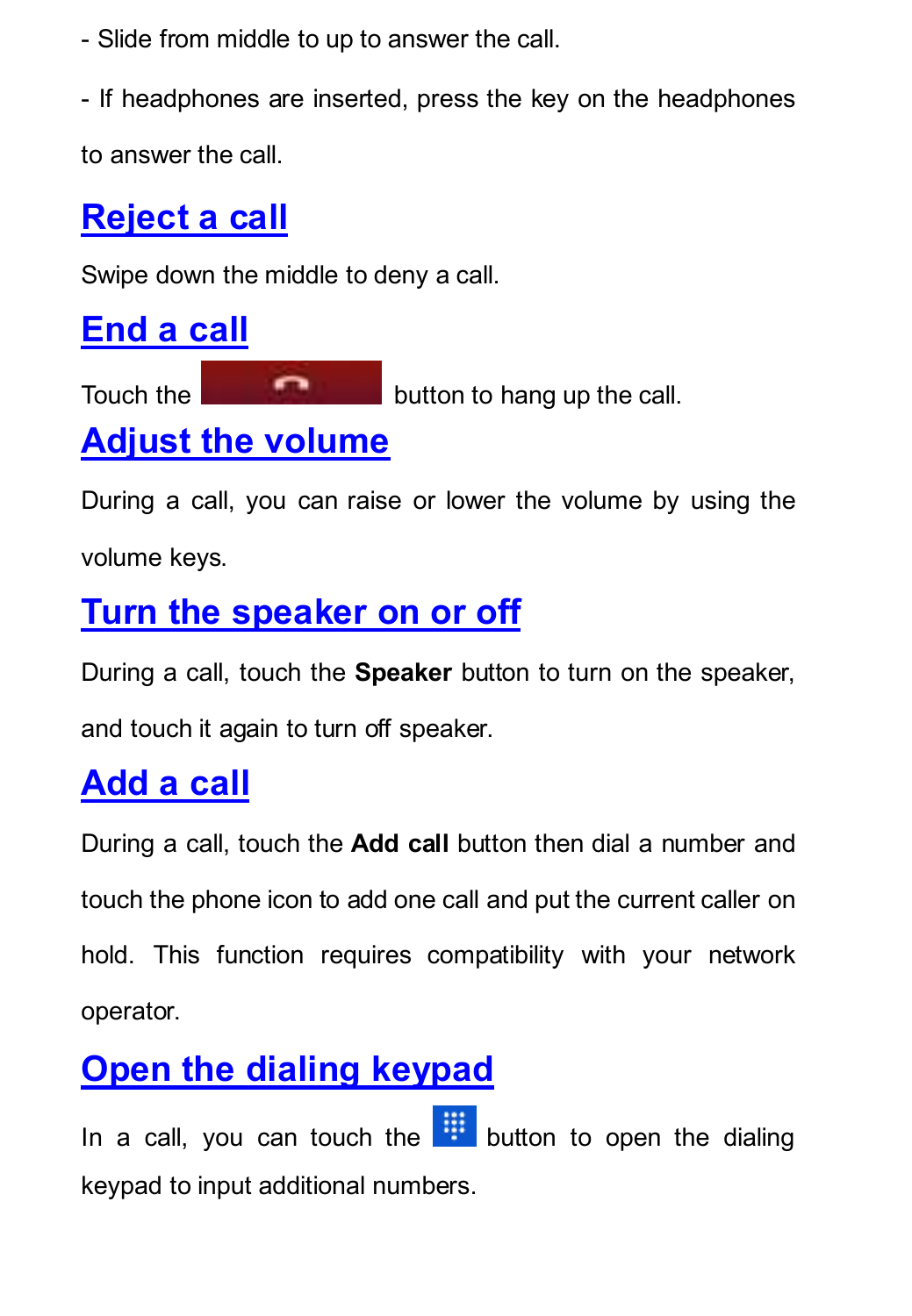- Slide from middle to up to answer the call.

- If headphones are inserted, press the key on the headphones to answer the call.

## Reject a call

Swipe down the middle to deny a call.

## End a call

Touch the button to hang up the call.

## Adjust the volume

During a call, you can raise or lower the volume by using the volume keys.

## Turn the speaker on or off

During a call, touch the **Speaker** button to turn on the speaker, and touch it again to turn off speaker.

## Add a call

During a call, touch the **Add call** button then dial a number and touch the phone icon to add one call and put the current caller on hold. This function requires compatibility with your network operator.

## Open the dialing keypad

In a call, you can touch the button to open the dialing keypad to input additional numbers.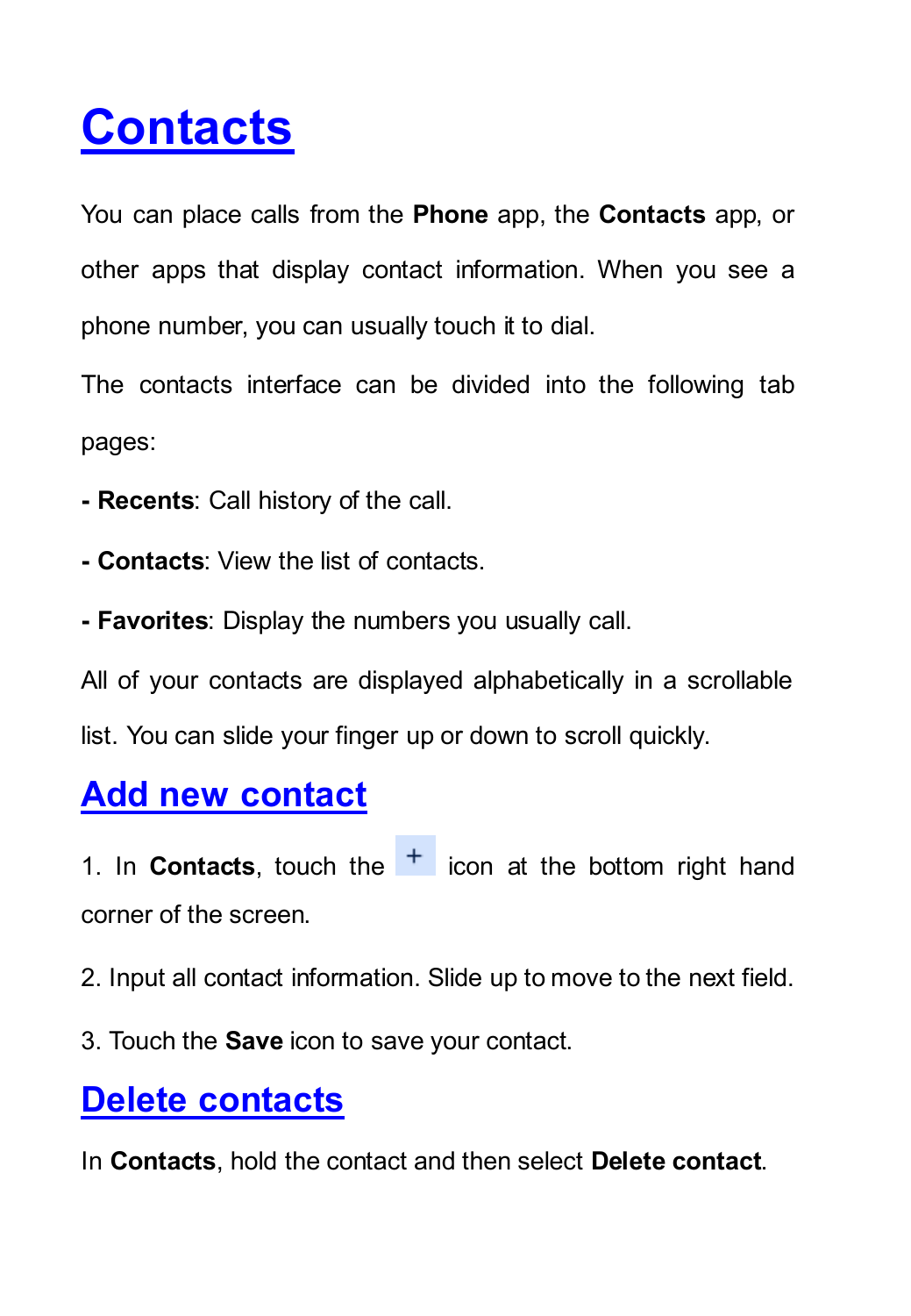# Contacts

You can place calls from the **Phone** app, the **Contacts** app, or other apps that display contact information. When you see a phone number, you can usually touch it to dial.

The contacts interface can be divided into the following tab pages:

- **Recents**: Call history of the call.

- **Contacts**: View the list of contacts.

- **Favorites**: Display the numbers you usually call.

All of your contacts are displayed alphabetically in a scrollable list. You can slide your finger up or down to scroll quickly.

## Add new contact

1. In **Contacts**, touch the + icon at the bottom right hand corner of the screen.

2. Input all contact information. Slide up to move to the next field.

3. Touch the **Save** icon to save your contact.

## Delete contacts

In **Contacts**, hold the contact and then select **Delete contact**.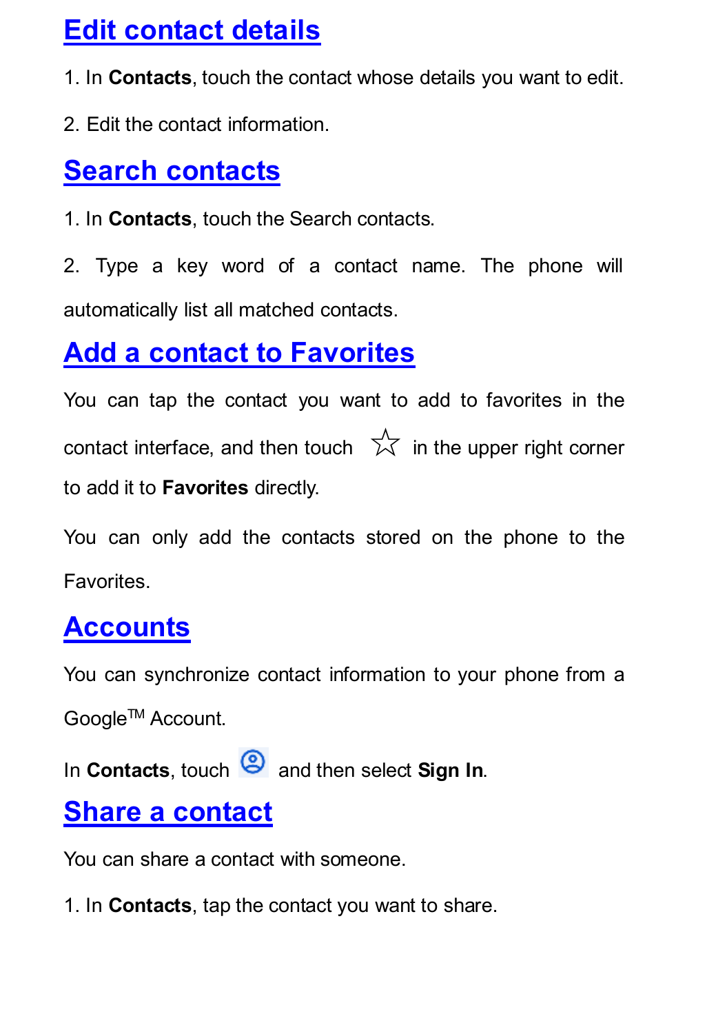## Edit contact details

1. In **Contacts**, touch the contact whose details you want to edit.

2. Edit the contact information.

## Search contacts

1. In **Contacts**, touch the Search contacts.

2. Type a key word of a contact name. The phone will automatically list all matched contacts.

## Add a contact to Favorites

You can tap the contact you want to add to favorites in the contact interface, and then touch ☆ in the upper right corner to add it to **Favorites** directly.

You can only add the contacts stored on the phone to the Favorites.

## Accounts

You can synchronize contact information to your phone from a Google™ Account.

In **Contacts**, touch and then select **Sign In**.

## Share a contact

You can share a contact with someone.

1. In **Contacts**, tap the contact you want to share.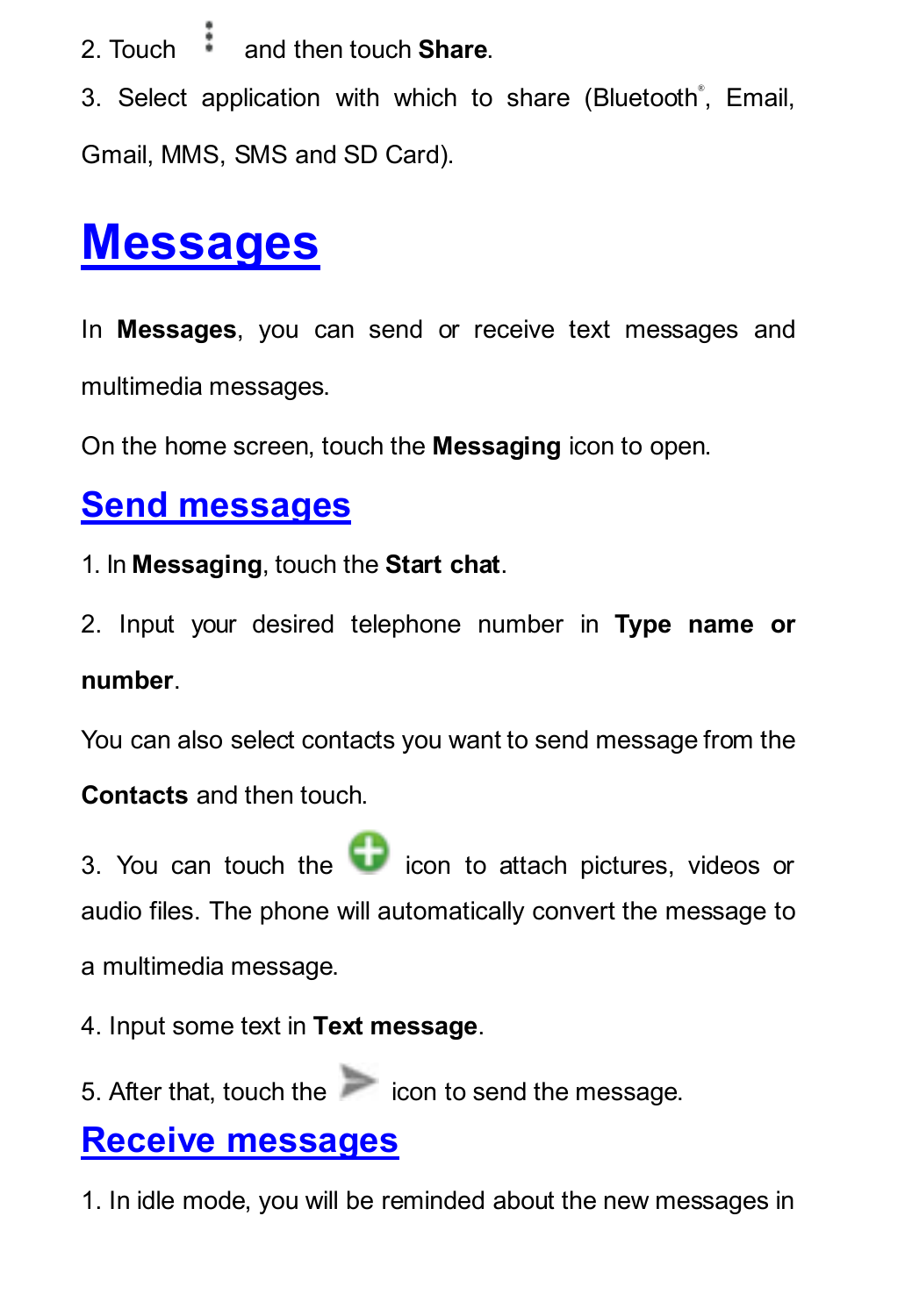2. Touch ⋮ and then touch **Share**.

3. Select application with which to share (Bluetooth®, Email, Gmail, MMS, SMS and SD Card).

# Messages

In **Messages**, you can send or receive text messages and multimedia messages.

On the home screen, touch the **Messaging** icon to open.

## Send messages

1. In **Messaging**, touch the **Start chat**.

2. Input your desired telephone number in **Type name or number**.

You can also select contacts you want to send message from the **Contacts** and then touch.

3. You can touch the icon to attach pictures, videos or audio files. The phone will automatically convert the message to a multimedia message.

4. Input some text in **Text message**.

5. After that, touch the icon to send the message.

## Receive messages

1. In idle mode, you will be reminded about the new messages in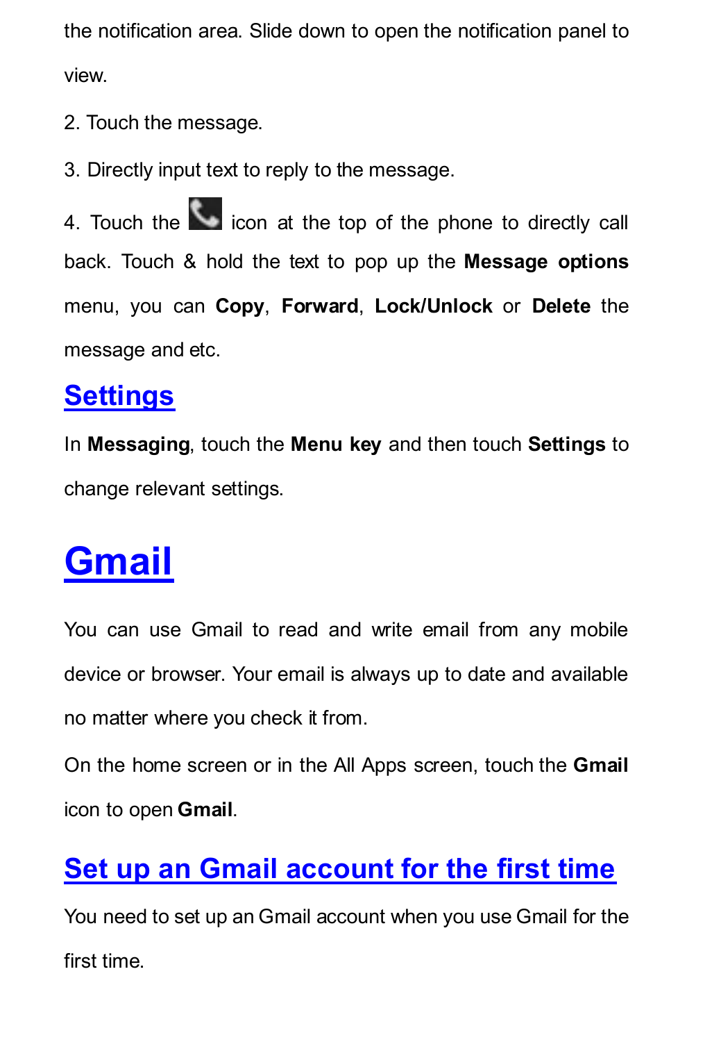the notification area. Slide down to open the notification panel to view.

2. Touch the message.

3. Directly input text to reply to the message.

4. Touch the icon at the top of the phone to directly call back. Touch & hold the text to pop up the **Message options** menu, you can **Copy**, **Forward**, **Lock/Unlock** or **Delete** the message and etc.

## Settings

In **Messaging**, touch the **Menu key** and then touch **Settings** to change relevant settings.

# Gmail

You can use Gmail to read and write email from any mobile device or browser. Your email is always up to date and available no matter where you check it from.

On the home screen or in the All Apps screen, touch the **Gmail** icon to open **Gmail**.

## Set up an Gmail account for the first time

You need to set up an Gmail account when you use Gmail for the first time.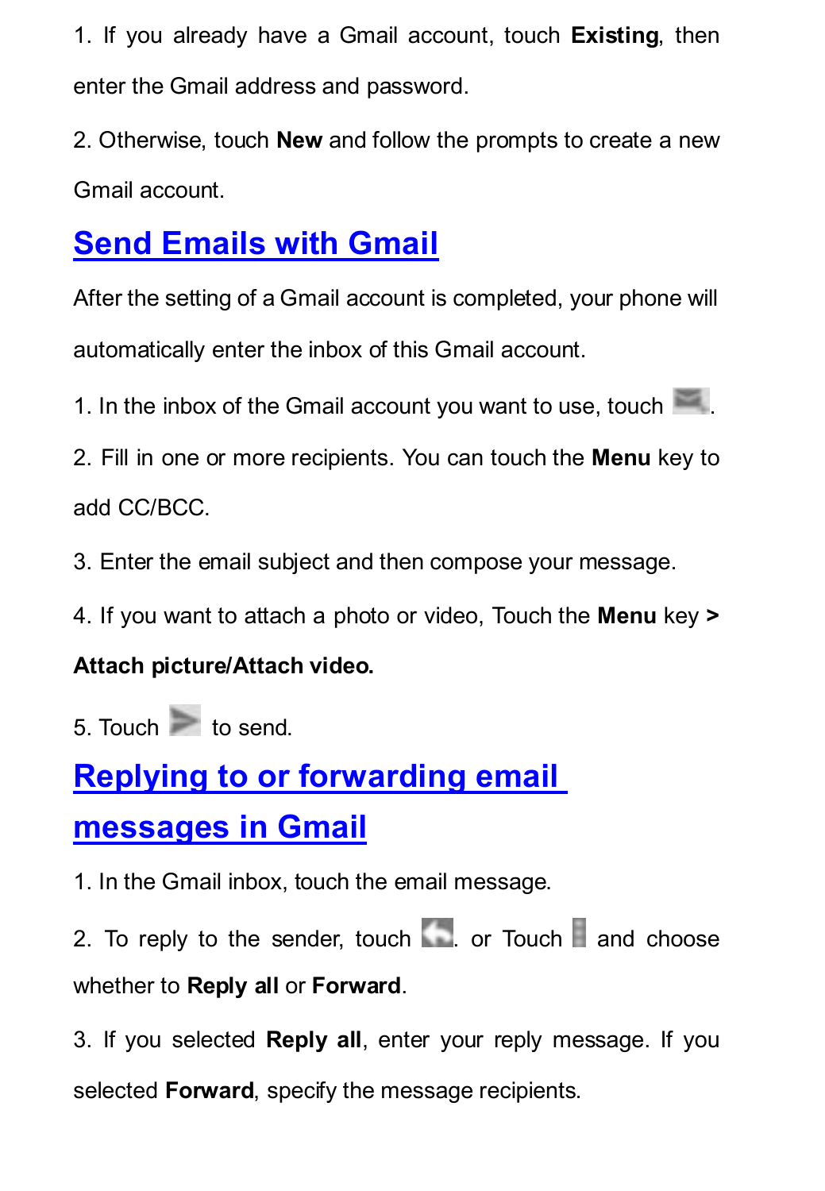1. If you already have a Gmail account, touch **Existing**, then enter the Gmail address and password.

2. Otherwise, touch **New** and follow the prompts to create a new Gmail account.

## Send Emails with Gmail

After the setting of a Gmail account is completed, your phone will automatically enter the inbox of this Gmail account.

1. In the inbox of the Gmail account you want to use, touch .

2. Fill in one or more recipients. You can touch the **Menu** key to add CC/BCC.

3. Enter the email subject and then compose your message.

4. If you want to attach a photo or video, Touch the **Menu** key **> Attach picture/Attach video.**

5. Touch  to send.

## Replying to or forwarding email messages in Gmail

1. In the Gmail inbox, touch the email message.

2. To reply to the sender, touch . or Touch  and choose whether to **Reply all** or **Forward**.

3. If you selected **Reply all**, enter your reply message. If you selected **Forward**, specify the message recipients.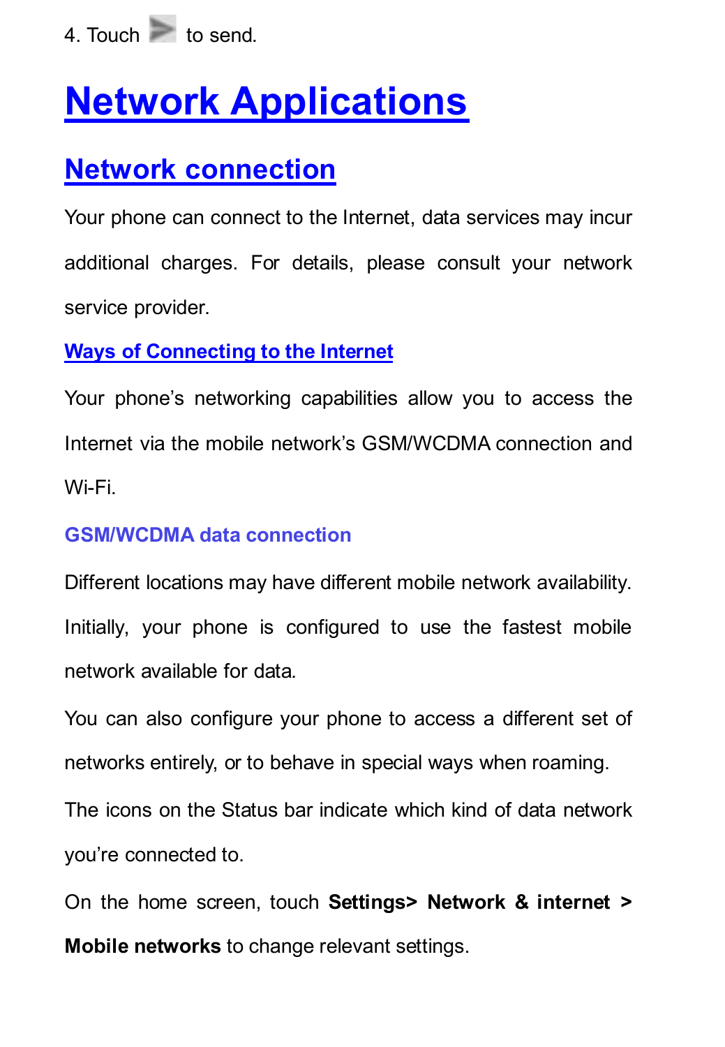4. Touch ➤ to send.

# Network Applications

## Network connection

Your phone can connect to the Internet, data services may incur additional charges. For details, please consult your network service provider.

### Ways of Connecting to the Internet

Your phone's networking capabilities allow you to access the Internet via the mobile network's GSM/WCDMA connection and Wi-Fi.

#### GSM/WCDMA data connection

Different locations may have different mobile network availability. Initially, your phone is configured to use the fastest mobile network available for data.

You can also configure your phone to access a different set of networks entirely, or to behave in special ways when roaming.

The icons on the Status bar indicate which kind of data network you're connected to.

On the home screen, touch **Settings> Network & internet > Mobile networks** to change relevant settings.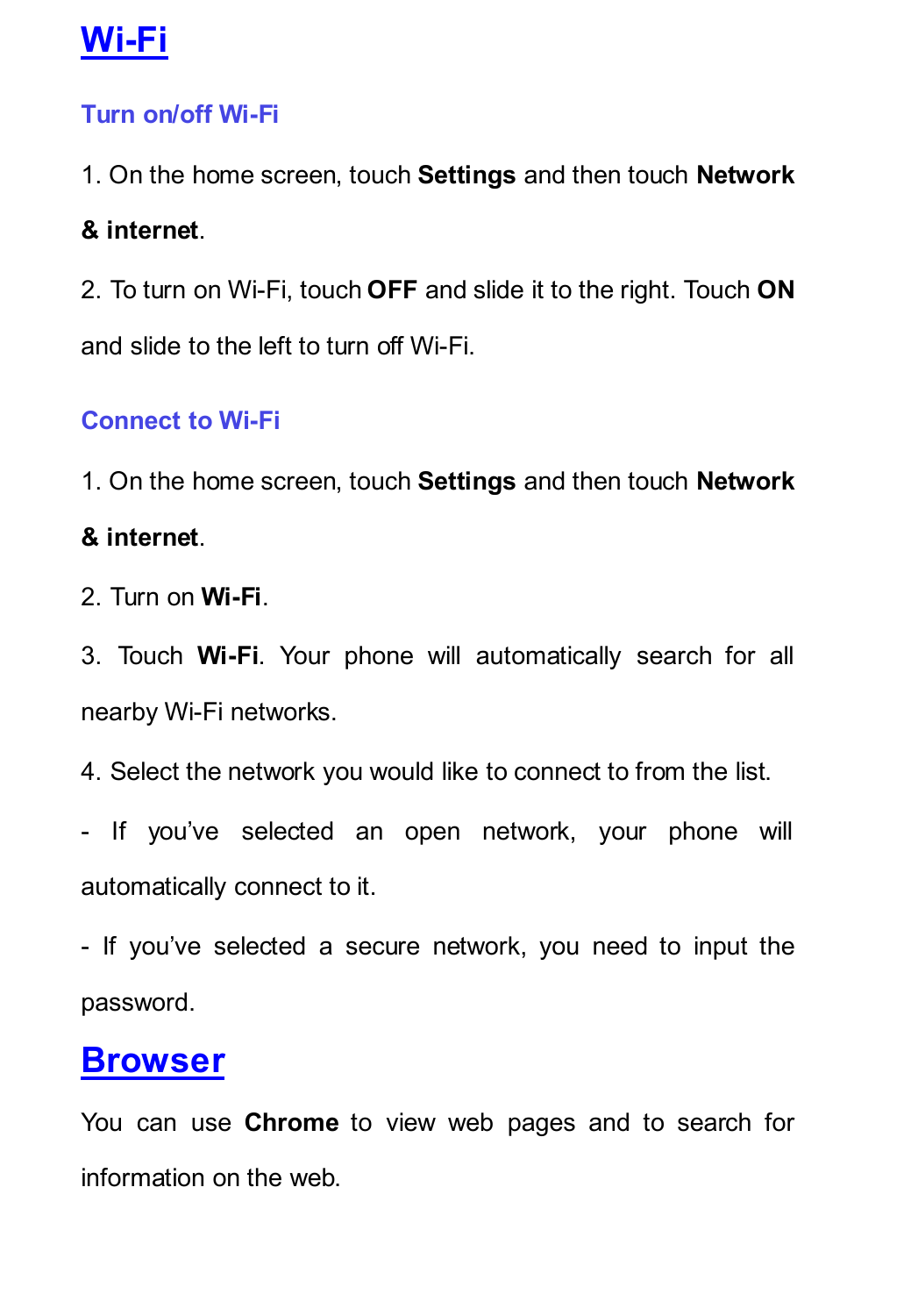# Wi-Fi

## Turn on/off Wi-Fi

1. On the home screen, touch **Settings** and then touch **Network & internet**.

2. To turn on Wi-Fi, touch **OFF** and slide it to the right. Touch **ON** and slide to the left to turn off Wi-Fi.

## Connect to Wi-Fi

1. On the home screen, touch **Settings** and then touch **Network & internet**.

2. Turn on **Wi-Fi**.

3. Touch **Wi-Fi**. Your phone will automatically search for all nearby Wi-Fi networks.

4. Select the network you would like to connect to from the list.

- If you've selected an open network, your phone will automatically connect to it.

- If you've selected a secure network, you need to input the password.

# Browser

You can use **Chrome** to view web pages and to search for information on the web.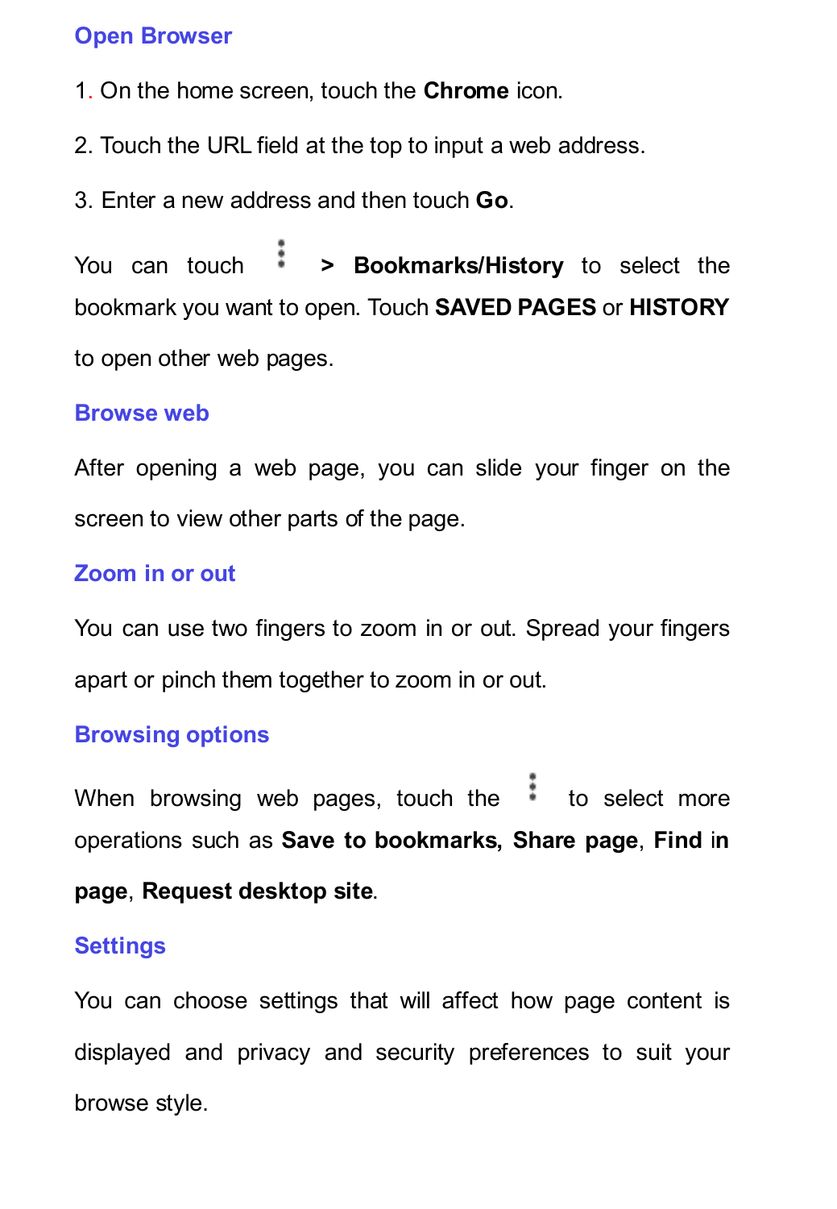### Open Browser

1. On the home screen, touch the **Chrome** icon.

2. Touch the URL field at the top to input a web address.

3. Enter a new address and then touch **Go**.

You can touch ⋮ **> Bookmarks/History** to select the bookmark you want to open. Touch **SAVED PAGES** or **HISTORY** to open other web pages.

### Browse web

After opening a web page, you can slide your finger on the screen to view other parts of the page.

### Zoom in or out

You can use two fingers to zoom in or out. Spread your fingers apart or pinch them together to zoom in or out.

### Browsing options

When browsing web pages, touch the ⋮ to select more operations such as **Save to bookmarks, Share page**, **Find in page**, **Request desktop site**.

### Settings

You can choose settings that will affect how page content is displayed and privacy and security preferences to suit your browse style.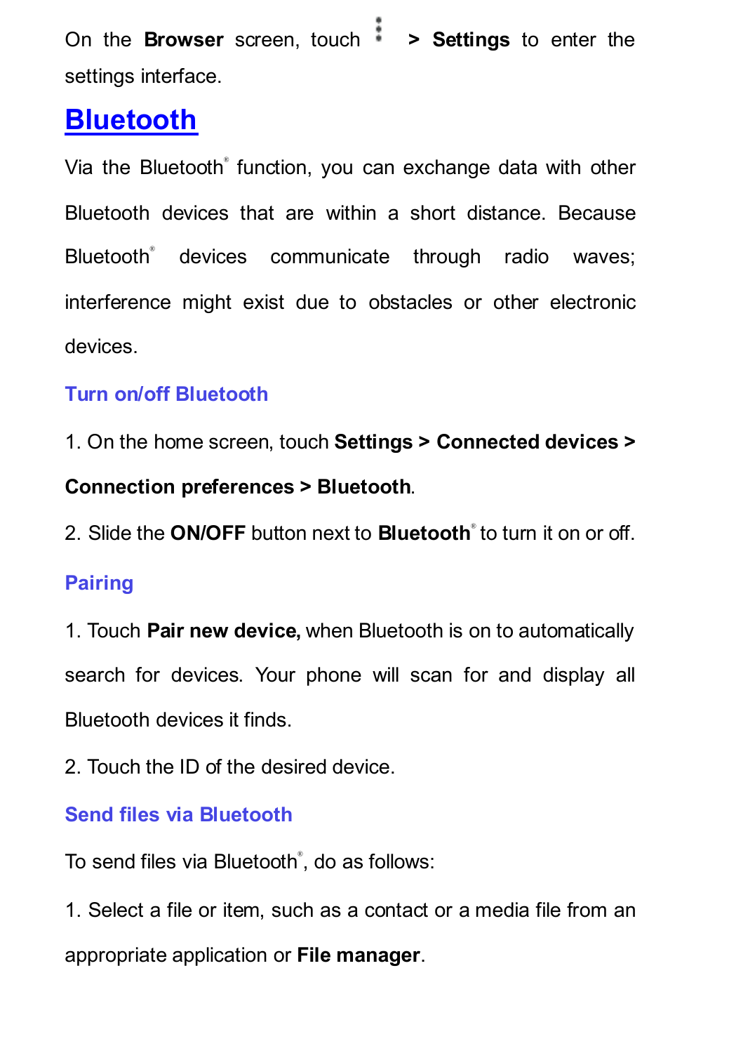On the **Browser** screen, touch ⋮ > **Settings** to enter the settings interface.

# Bluetooth

Via the Bluetooth® function, you can exchange data with other Bluetooth devices that are within a short distance. Because Bluetooth® devices communicate through radio waves; interference might exist due to obstacles or other electronic devices.

## Turn on/off Bluetooth

1. On the home screen, touch **Settings > Connected devices > Connection preferences > Bluetooth**.

2. Slide the **ON/OFF** button next to **Bluetooth**® to turn it on or off.

## Pairing

1. Touch **Pair new device,** when Bluetooth is on to automatically search for devices. Your phone will scan for and display all Bluetooth devices it finds.

2. Touch the ID of the desired device.

## Send files via Bluetooth

To send files via Bluetooth®, do as follows:

1. Select a file or item, such as a contact or a media file from an appropriate application or **File manager**.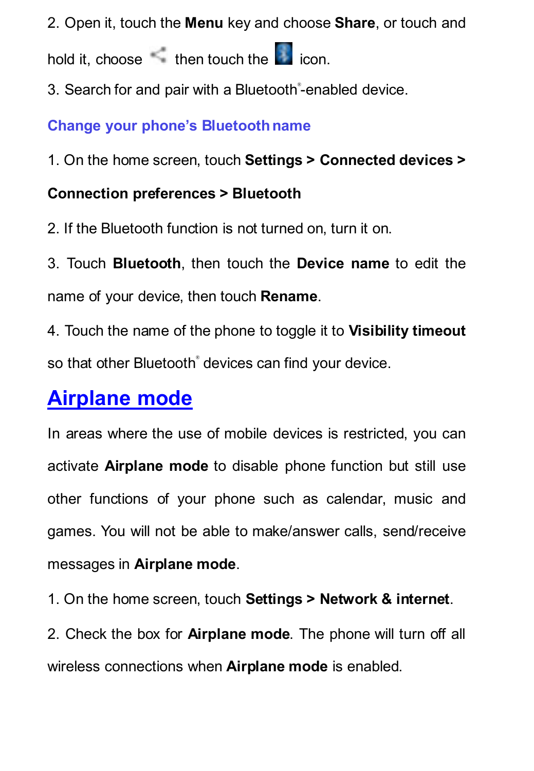2. Open it, touch the **Menu** key and choose **Share**, or touch and hold it, choose  then touch the  icon.

3. Search for and pair with a Bluetooth®-enabled device.

### Change your phone's Bluetooth name

1. On the home screen, touch **Settings > Connected devices > Connection preferences > Bluetooth**

2. If the Bluetooth function is not turned on, turn it on.

3. Touch **Bluetooth**, then touch the **Device name** to edit the name of your device, then touch **Rename**.

4. Touch the name of the phone to toggle it to **Visibility timeout** so that other Bluetooth® devices can find your device.

## Airplane mode

In areas where the use of mobile devices is restricted, you can activate **Airplane mode** to disable phone function but still use other functions of your phone such as calendar, music and games. You will not be able to make/answer calls, send/receive messages in **Airplane mode**.

1. On the home screen, touch **Settings > Network & internet**.

2. Check the box for **Airplane mode**. The phone will turn off all wireless connections when **Airplane mode** is enabled.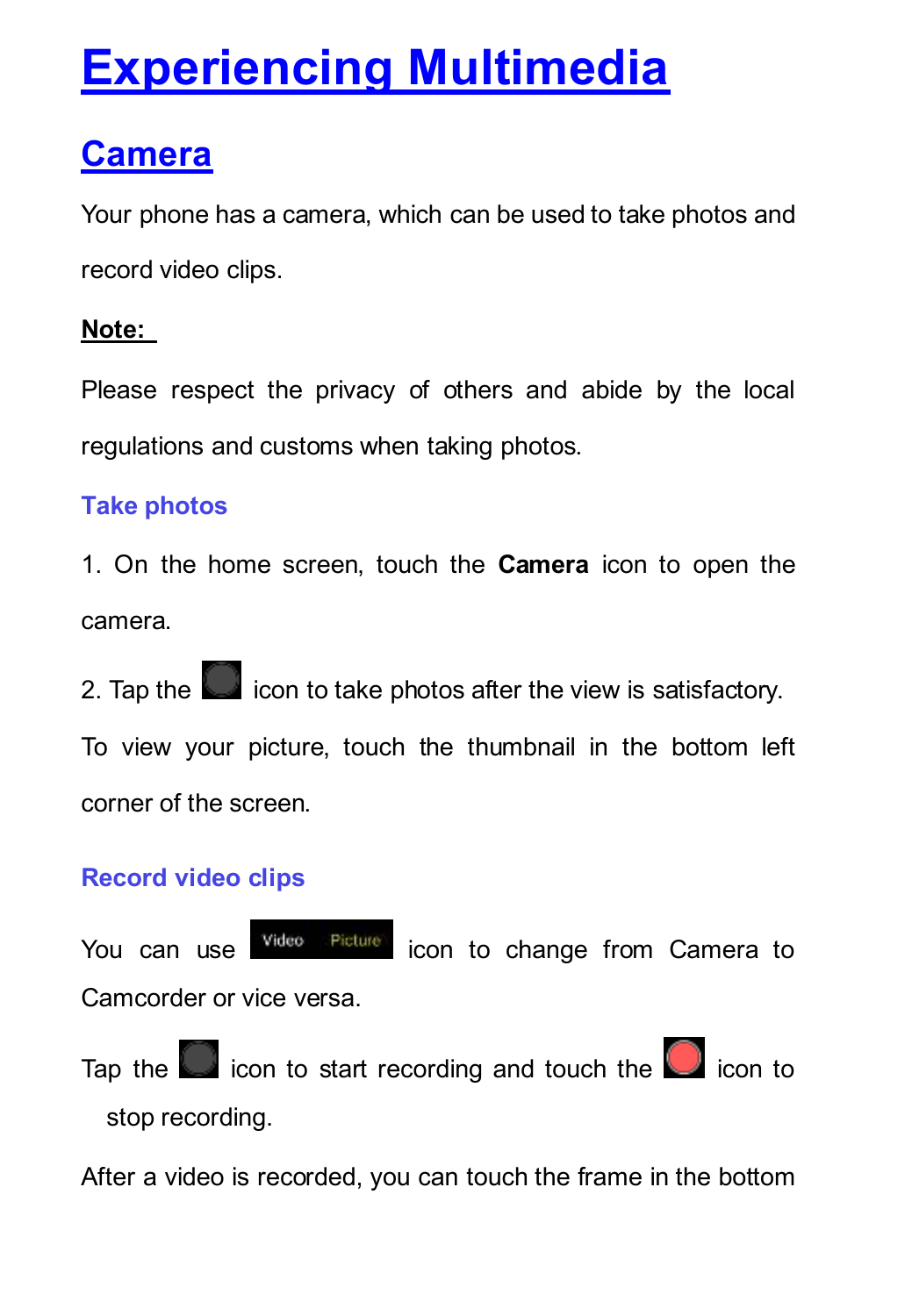# Experiencing Multimedia

## Camera

Your phone has a camera, which can be used to take photos and record video clips.

**Note:**

Please respect the privacy of others and abide by the local regulations and customs when taking photos.

### Take photos

1. On the home screen, touch the **Camera** icon to open the camera.

2. Tap the icon to take photos after the view is satisfactory.

To view your picture, touch the thumbnail in the bottom left corner of the screen.

### Record video clips

You can use Video Picture icon to change from Camera to Camcorder or vice versa.

Tap the icon to start recording and touch the icon to stop recording.

After a video is recorded, you can touch the frame in the bottom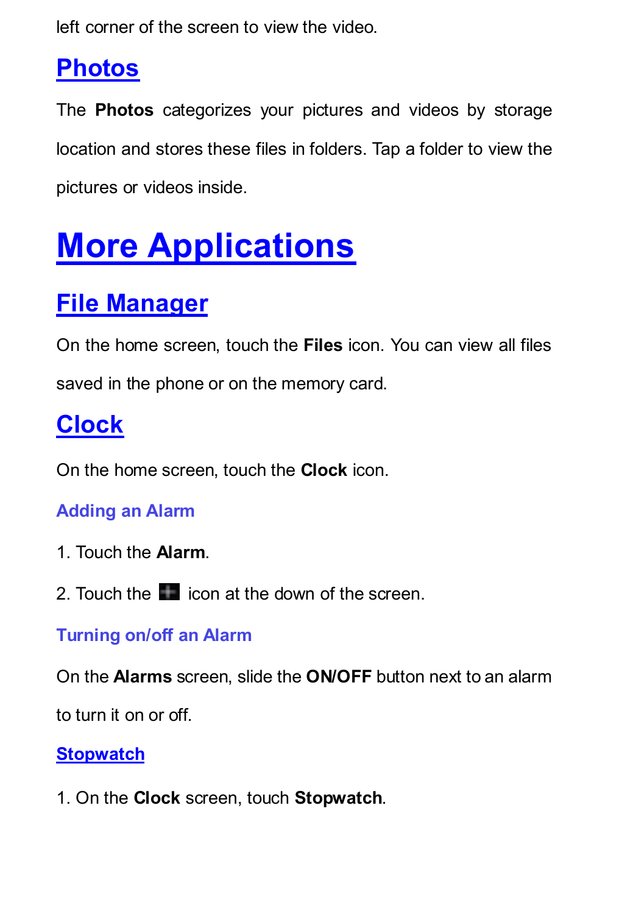left corner of the screen to view the video.

## Photos

The **Photos** categorizes your pictures and videos by storage location and stores these files in folders. Tap a folder to view the pictures or videos inside.

# More Applications

## File Manager

On the home screen, touch the **Files** icon. You can view all files saved in the phone or on the memory card.

## Clock

On the home screen, touch the **Clock** icon.

### Adding an Alarm

1. Touch the **Alarm**.
2. Touch the icon at the down of the screen.

### Turning on/off an Alarm

On the **Alarms** screen, slide the **ON/OFF** button next to an alarm to turn it on or off.

### Stopwatch

1. On the **Clock** screen, touch **Stopwatch**.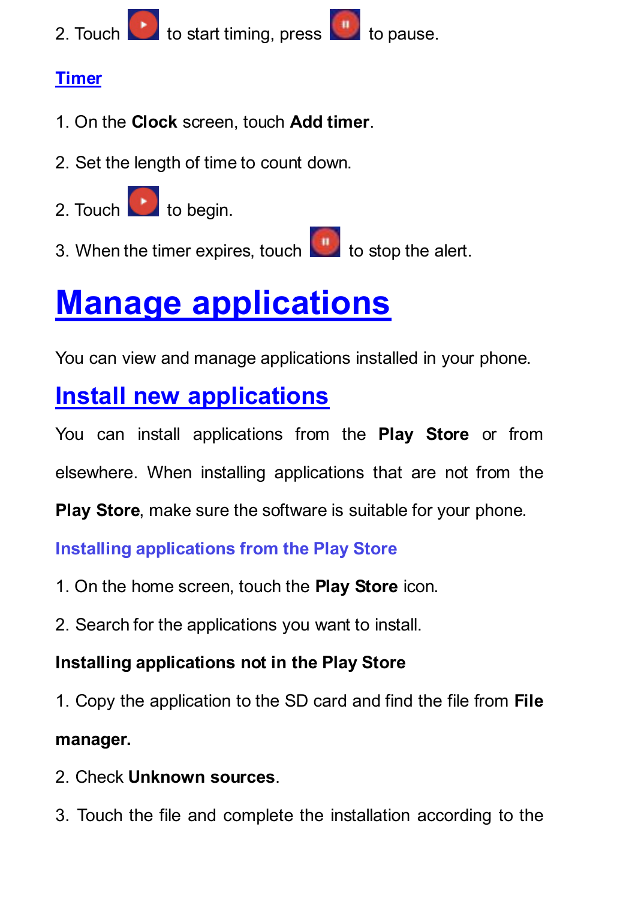2. Touch to start timing, press to pause.

### Timer

1. On the **Clock** screen, touch **Add timer**.

2. Set the length of time to count down.

2. Touch to begin.

3. When the timer expires, touch to stop the alert.

# Manage applications

You can view and manage applications installed in your phone.

## Install new applications

You can install applications from the **Play Store** or from elsewhere. When installing applications that are not from the **Play Store**, make sure the software is suitable for your phone.

### Installing applications from the Play Store

1. On the home screen, touch the **Play Store** icon.

2. Search for the applications you want to install.

**Installing applications not in the Play Store**

1. Copy the application to the SD card and find the file from **File manager.**

2. Check **Unknown sources**.

3. Touch the file and complete the installation according to the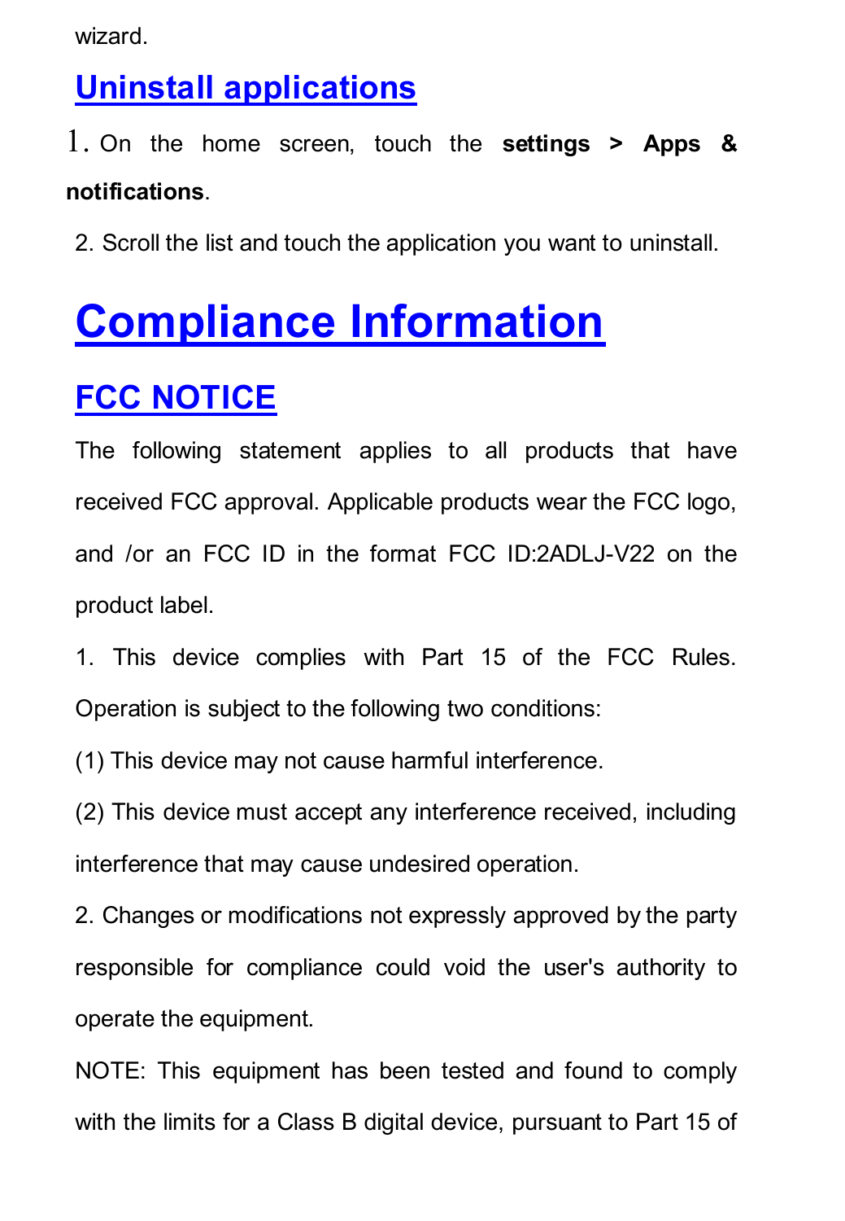wizard.

## Uninstall applications

1. On the home screen, touch the **settings > Apps & notifications**.

2. Scroll the list and touch the application you want to uninstall.

# Compliance Information

## FCC NOTICE

The following statement applies to all products that have received FCC approval. Applicable products wear the FCC logo, and /or an FCC ID in the format FCC ID:2ADLJ-V22 on the product label.

1. This device complies with Part 15 of the FCC Rules. Operation is subject to the following two conditions:

(1) This device may not cause harmful interference.

(2) This device must accept any interference received, including interference that may cause undesired operation.

2. Changes or modifications not expressly approved by the party responsible for compliance could void the user's authority to operate the equipment.

NOTE: This equipment has been tested and found to comply with the limits for a Class B digital device, pursuant to Part 15 of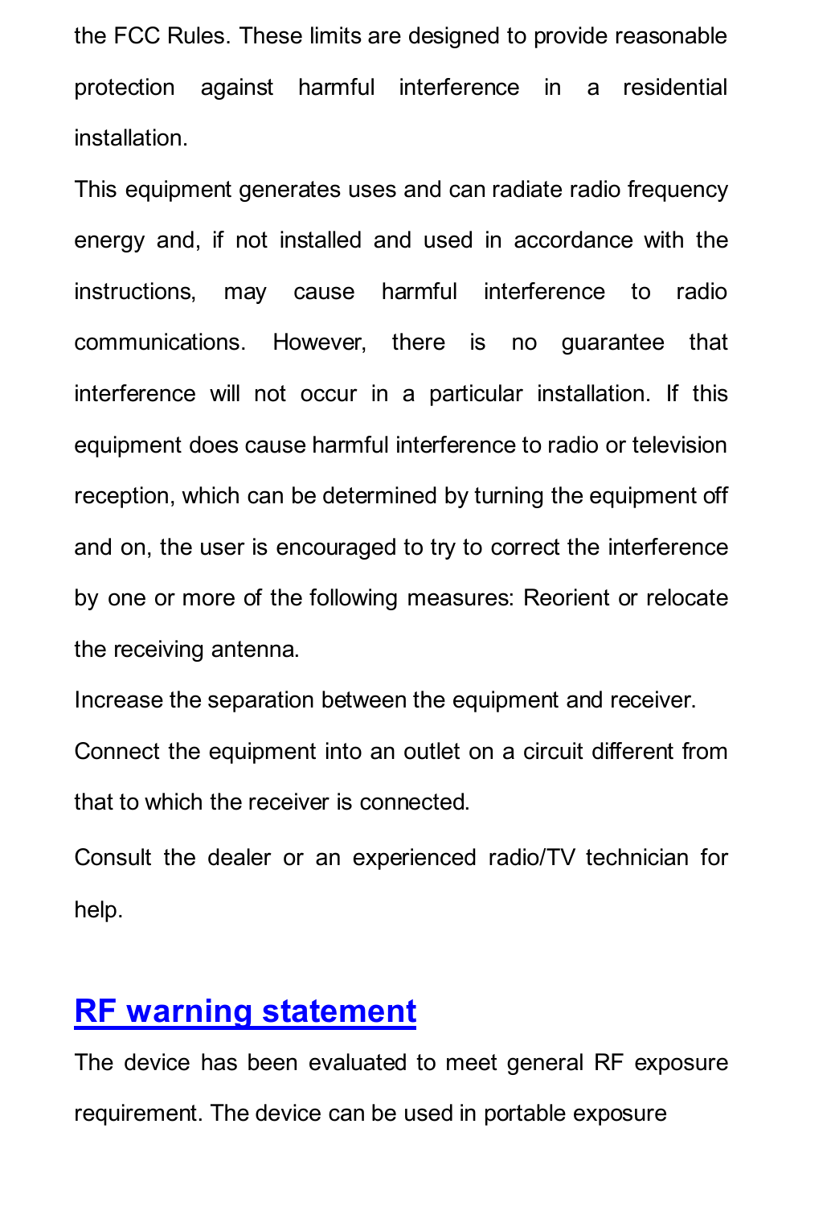the FCC Rules. These limits are designed to provide reasonable protection against harmful interference in a residential installation.

This equipment generates uses and can radiate radio frequency energy and, if not installed and used in accordance with the instructions, may cause harmful interference to radio communications. However, there is no guarantee that interference will not occur in a particular installation. If this equipment does cause harmful interference to radio or television reception, which can be determined by turning the equipment off and on, the user is encouraged to try to correct the interference by one or more of the following measures: Reorient or relocate the receiving antenna.

Increase the separation between the equipment and receiver.

Connect the equipment into an outlet on a circuit different from that to which the receiver is connected.

Consult the dealer or an experienced radio/TV technician for help.

## RF warning statement

The device has been evaluated to meet general RF exposure requirement. The device can be used in portable exposure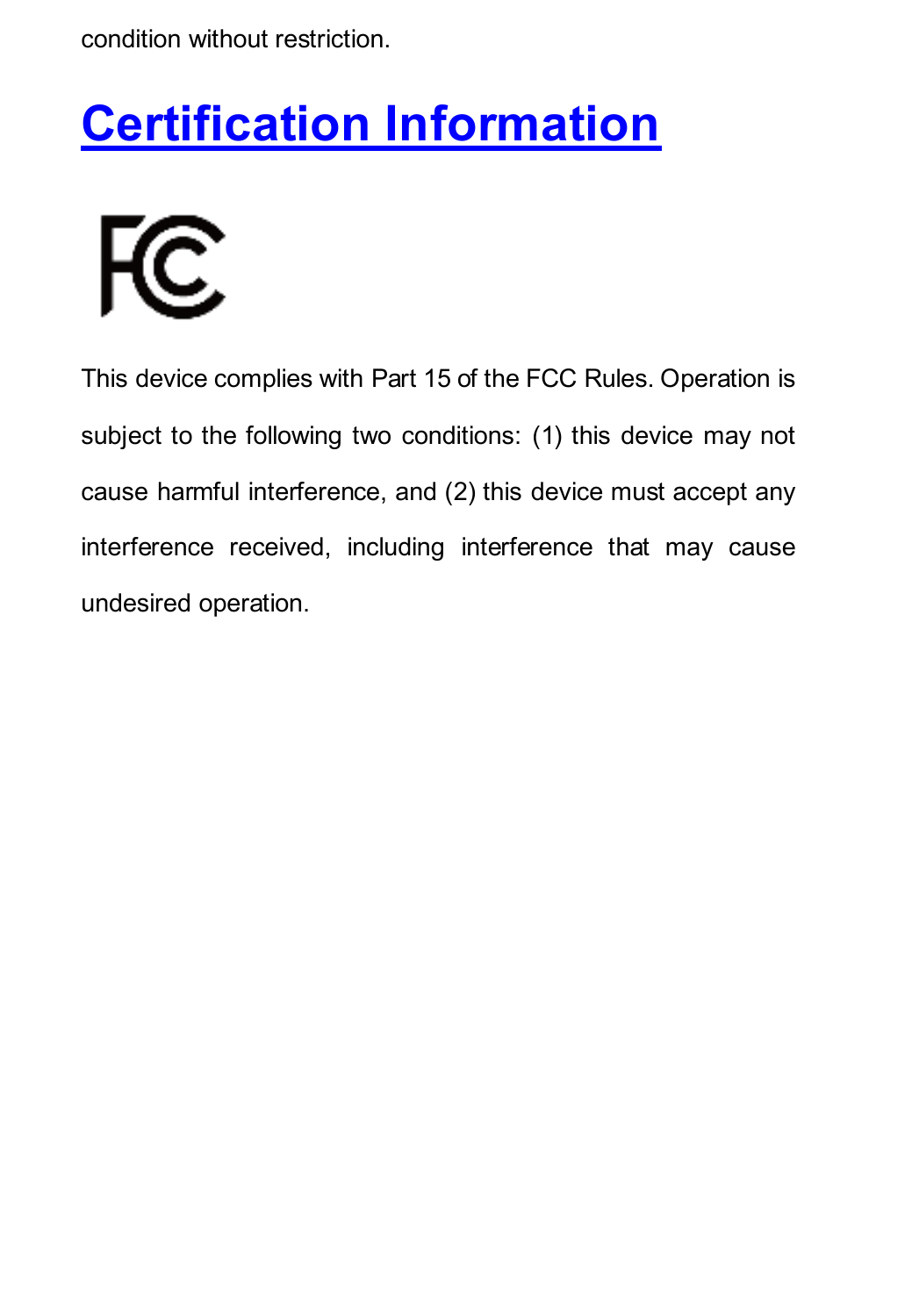condition without restriction.

# Certification Information

This device complies with Part 15 of the FCC Rules. Operation is subject to the following two conditions: (1) this device may not cause harmful interference, and (2) this device must accept any interference received, including interference that may cause undesired operation.